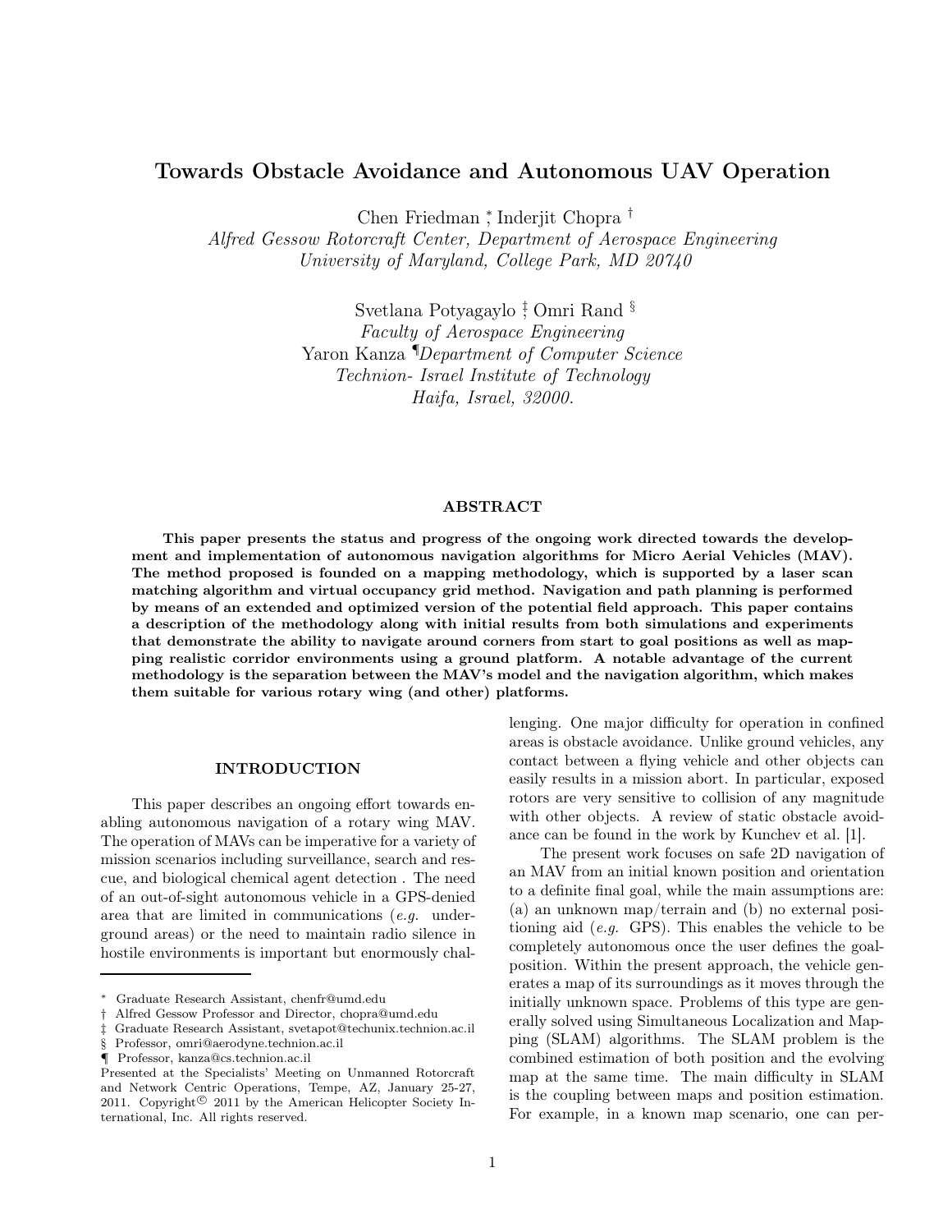# Towards Obstacle Avoidance and Autonomous UAV Operation

Chen Friedman *, Inderjit Chopra †

*Alfred Gessow Rotorcraft Center, Department of Aerospace Engineering*
*University of Maryland, College Park, MD 20740*

Svetlana Potyagaylo ‡, Omri Rand §

*Faculty of Aerospace Engineering*

Yaron Kanza ¶*Department of Computer Science*
*Technion- Israel Institute of Technology*
*Haifa, Israel, 32000.*

## ABSTRACT

**This paper presents the status and progress of the ongoing work directed towards the development and implementation of autonomous navigation algorithms for Micro Aerial Vehicles (MAV). The method proposed is founded on a mapping methodology, which is supported by a laser scan matching algorithm and virtual occupancy grid method. Navigation and path planning is performed by means of an extended and optimized version of the potential field approach. This paper contains a description of the methodology along with initial results from both simulations and experiments that demonstrate the ability to navigate around corners from start to goal positions as well as mapping realistic corridor environments using a ground platform. A notable advantage of the current methodology is the separation between the MAV's model and the navigation algorithm, which makes them suitable for various rotary wing (and other) platforms.**

## INTRODUCTION

This paper describes an ongoing effort towards enabling autonomous navigation of a rotary wing MAV. The operation of MAVs can be imperative for a variety of mission scenarios including surveillance, search and rescue, and biological chemical agent detection . The need of an out-of-sight autonomous vehicle in a GPS-denied area that are limited in communications (*e.g.* underground areas) or the need to maintain radio silence in hostile environments is important but enormously challenging. One major difficulty for operation in confined areas is obstacle avoidance. Unlike ground vehicles, any contact between a flying vehicle and other objects can easily results in a mission abort. In particular, exposed rotors are very sensitive to collision of any magnitude with other objects. A review of static obstacle avoidance can be found in the work by Kunchev et al. [1].

The present work focuses on safe 2D navigation of an MAV from an initial known position and orientation to a definite final goal, while the main assumptions are: (a) an unknown map/terrain and (b) no external positioning aid (*e.g.* GPS). This enables the vehicle to be completely autonomous once the user defines the goal-position. Within the present approach, the vehicle generates a map of its surroundings as it moves through the initially unknown space. Problems of this type are generally solved using Simultaneous Localization and Mapping (SLAM) algorithms. The SLAM problem is the combined estimation of both position and the evolving map at the same time. The main difficulty in SLAM is the coupling between maps and position estimation. For example, in a known map scenario, one can per-

---

* Graduate Research Assistant, chenfr@umd.edu
† Alfred Gessow Professor and Director, chopra@umd.edu
‡ Graduate Research Assistant, svetapot@techunix.technion.ac.il
§ Professor, omri@aerodyne.technion.ac.il
¶ Professor, kanza@cs.technion.ac.il

Presented at the Specialists' Meeting on Unmanned Rotorcraft and Network Centric Operations, Tempe, AZ, January 25-27, 2011. Copyright© 2011 by the American Helicopter Society International, Inc. All rights reserved.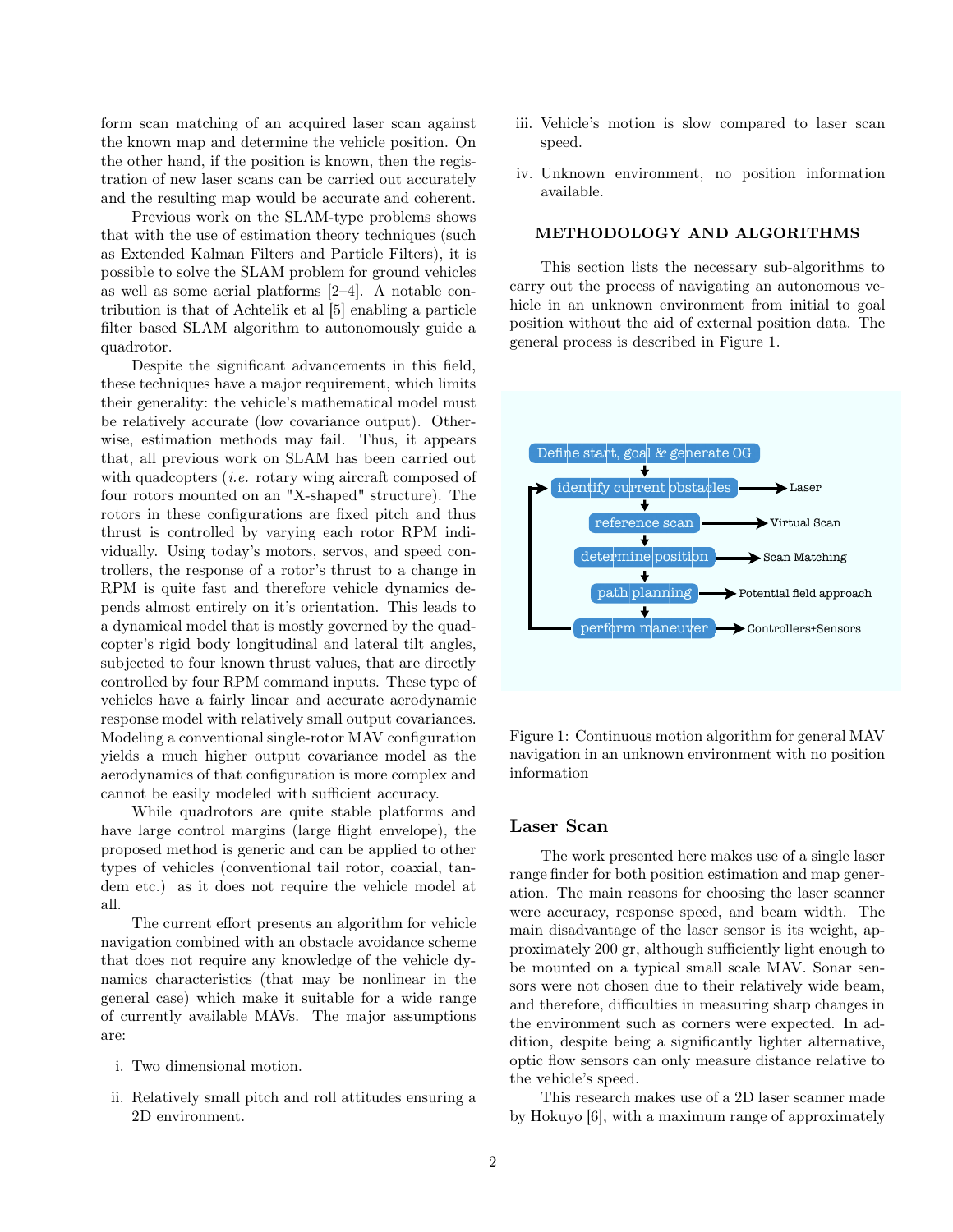form scan matching of an acquired laser scan against the known map and determine the vehicle position. On the other hand, if the position is known, then the registration of new laser scans can be carried out accurately and the resulting map would be accurate and coherent.

Previous work on the SLAM-type problems shows that with the use of estimation theory techniques (such as Extended Kalman Filters and Particle Filters), it is possible to solve the SLAM problem for ground vehicles as well as some aerial platforms [2–4]. A notable contribution is that of Achtelik et al [5] enabling a particle filter based SLAM algorithm to autonomously guide a quadrotor.

Despite the significant advancements in this field, these techniques have a major requirement, which limits their generality: the vehicle's mathematical model must be relatively accurate (low covariance output). Otherwise, estimation methods may fail. Thus, it appears that, all previous work on SLAM has been carried out with quadcopters (*i.e.* rotary wing aircraft composed of four rotors mounted on an "X-shaped" structure). The rotors in these configurations are fixed pitch and thus thrust is controlled by varying each rotor RPM individually. Using today's motors, servos, and speed controllers, the response of a rotor's thrust to a change in RPM is quite fast and therefore vehicle dynamics depends almost entirely on it's orientation. This leads to a dynamical model that is mostly governed by the quadcopter's rigid body longitudinal and lateral tilt angles, subjected to four known thrust values, that are directly controlled by four RPM command inputs. These type of vehicles have a fairly linear and accurate aerodynamic response model with relatively small output covariances. Modeling a conventional single-rotor MAV configuration yields a much higher output covariance model as the aerodynamics of that configuration is more complex and cannot be easily modeled with sufficient accuracy.

While quadrotors are quite stable platforms and have large control margins (large flight envelope), the proposed method is generic and can be applied to other types of vehicles (conventional tail rotor, coaxial, tandem etc.) as it does not require the vehicle model at all.

The current effort presents an algorithm for vehicle navigation combined with an obstacle avoidance scheme that does not require any knowledge of the vehicle dynamics characteristics (that may be nonlinear in the general case) which make it suitable for a wide range of currently available MAVs. The major assumptions are:

i. Two dimensional motion.

ii. Relatively small pitch and roll attitudes ensuring a 2D environment.

iii. Vehicle's motion is slow compared to laser scan speed.

iv. Unknown environment, no position information available.

## METHODOLOGY AND ALGORITHMS

This section lists the necessary sub-algorithms to carry out the process of navigating an autonomous vehicle in an unknown environment from initial to goal position without the aid of external position data. The general process is described in Figure 1.

Define start, goal & generate OG → identify current obstacles (→ Laser) → reference scan (→ Virtual Scan) → determine position (→ Scan Matching) → path planning (→ Potential field approach) → perform maneuver (→ Controllers+Sensors) → loop back to identify current obstacles

Figure 1: Continuous motion algorithm for general MAV navigation in an unknown environment with no position information

### Laser Scan

The work presented here makes use of a single laser range finder for both position estimation and map generation. The main reasons for choosing the laser scanner were accuracy, response speed, and beam width. The main disadvantage of the laser sensor is its weight, approximately 200 gr, although sufficiently light enough to be mounted on a typical small scale MAV. Sonar sensors were not chosen due to their relatively wide beam, and therefore, difficulties in measuring sharp changes in the environment such as corners were expected. In addition, despite being a significantly lighter alternative, optic flow sensors can only measure distance relative to the vehicle's speed.

This research makes use of a 2D laser scanner made by Hokuyo [6], with a maximum range of approximately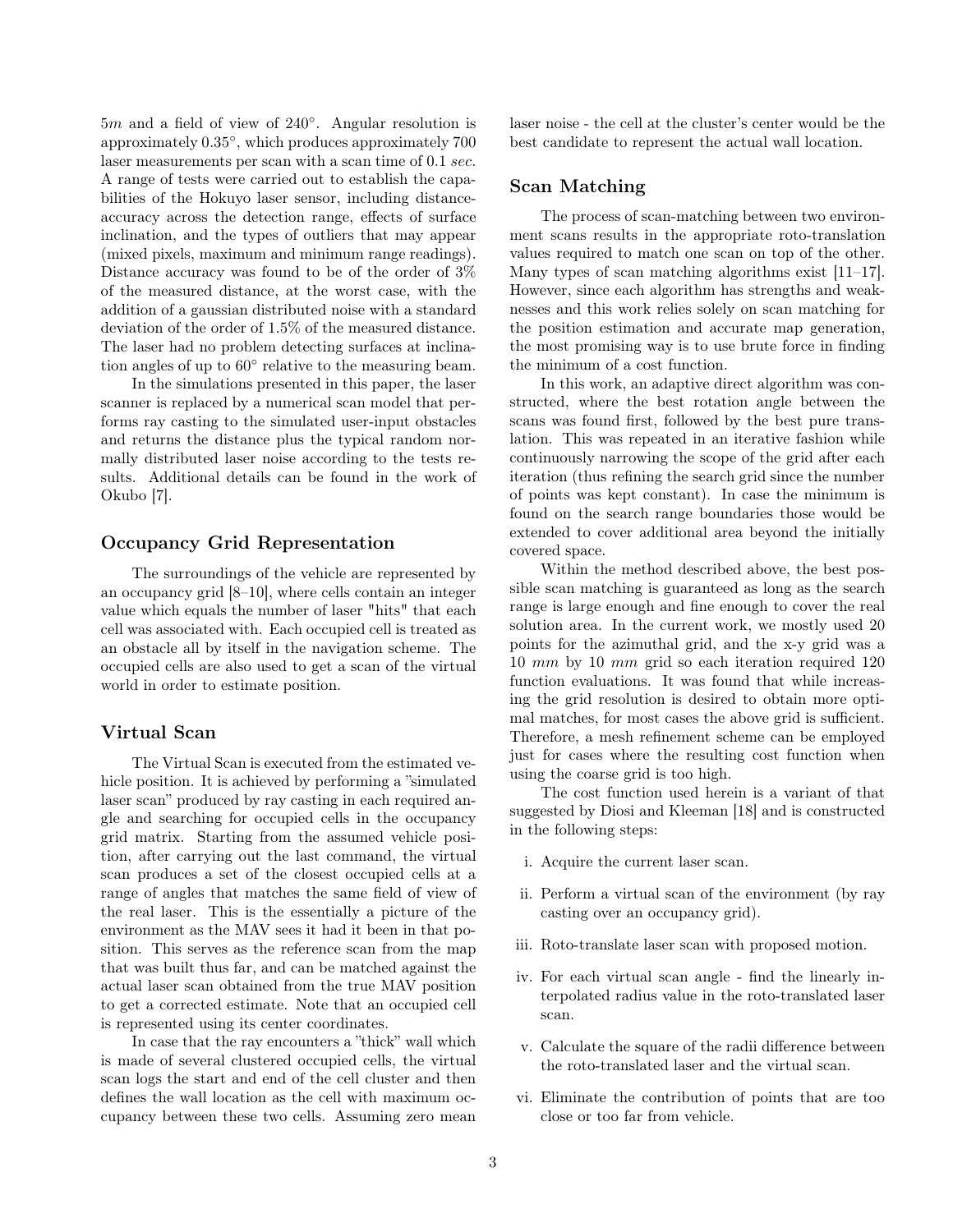$5m$ and a field of view of 240°. Angular resolution is approximately 0.35°, which produces approximately 700 laser measurements per scan with a scan time of 0.1 *sec*. A range of tests were carried out to establish the capabilities of the Hokuyo laser sensor, including distance-accuracy across the detection range, effects of surface inclination, and the types of outliers that may appear (mixed pixels, maximum and minimum range readings). Distance accuracy was found to be of the order of 3% of the measured distance, at the worst case, with the addition of a gaussian distributed noise with a standard deviation of the order of 1.5% of the measured distance. The laser had no problem detecting surfaces at inclination angles of up to 60° relative to the measuring beam.

In the simulations presented in this paper, the laser scanner is replaced by a numerical scan model that performs ray casting to the simulated user-input obstacles and returns the distance plus the typical random normally distributed laser noise according to the tests results. Additional details can be found in the work of Okubo [7].

### Occupancy Grid Representation

The surroundings of the vehicle are represented by an occupancy grid [8–10], where cells contain an integer value which equals the number of laser "hits" that each cell was associated with. Each occupied cell is treated as an obstacle all by itself in the navigation scheme. The occupied cells are also used to get a scan of the virtual world in order to estimate position.

### Virtual Scan

The Virtual Scan is executed from the estimated vehicle position. It is achieved by performing a "simulated laser scan" produced by ray casting in each required angle and searching for occupied cells in the occupancy grid matrix. Starting from the assumed vehicle position, after carrying out the last command, the virtual scan produces a set of the closest occupied cells at a range of angles that matches the same field of view of the real laser. This is the essentially a picture of the environment as the MAV sees it had it been in that position. This serves as the reference scan from the map that was built thus far, and can be matched against the actual laser scan obtained from the true MAV position to get a corrected estimate. Note that an occupied cell is represented using its center coordinates.

In case that the ray encounters a "thick" wall which is made of several clustered occupied cells, the virtual scan logs the start and end of the cell cluster and then defines the wall location as the cell with maximum occupancy between these two cells. Assuming zero mean laser noise - the cell at the cluster's center would be the best candidate to represent the actual wall location.

### Scan Matching

The process of scan-matching between two environment scans results in the appropriate roto-translation values required to match one scan on top of the other. Many types of scan matching algorithms exist [11–17]. However, since each algorithm has strengths and weaknesses and this work relies solely on scan matching for the position estimation and accurate map generation, the most promising way is to use brute force in finding the minimum of a cost function.

In this work, an adaptive direct algorithm was constructed, where the best rotation angle between the scans was found first, followed by the best pure translation. This was repeated in an iterative fashion while continuously narrowing the scope of the grid after each iteration (thus refining the search grid since the number of points was kept constant). In case the minimum is found on the search range boundaries those would be extended to cover additional area beyond the initially covered space.

Within the method described above, the best possible scan matching is guaranteed as long as the search range is large enough and fine enough to cover the real solution area. In the current work, we mostly used 20 points for the azimuthal grid, and the x-y grid was a 10 *mm* by 10 *mm* grid so each iteration required 120 function evaluations. It was found that while increasing the grid resolution is desired to obtain more optimal matches, for most cases the above grid is sufficient. Therefore, a mesh refinement scheme can be employed just for cases where the resulting cost function when using the coarse grid is too high.

The cost function used herein is a variant of that suggested by Diosi and Kleeman [18] and is constructed in the following steps:

i. Acquire the current laser scan.

ii. Perform a virtual scan of the environment (by ray casting over an occupancy grid).

iii. Roto-translate laser scan with proposed motion.

iv. For each virtual scan angle - find the linearly interpolated radius value in the roto-translated laser scan.

v. Calculate the square of the radii difference between the roto-translated laser and the virtual scan.

vi. Eliminate the contribution of points that are too close or too far from vehicle.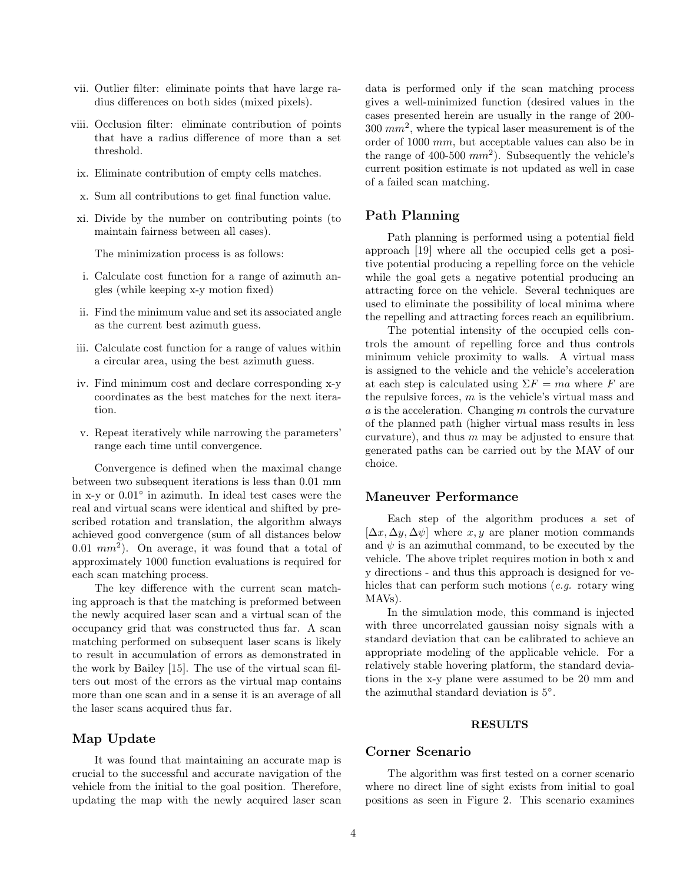vii. Outlier filter: eliminate points that have large radius differences on both sides (mixed pixels).

viii. Occlusion filter: eliminate contribution of points that have a radius difference of more than a set threshold.

ix. Eliminate contribution of empty cells matches.

x. Sum all contributions to get final function value.

xi. Divide by the number on contributing points (to maintain fairness between all cases).

The minimization process is as follows:

i. Calculate cost function for a range of azimuth angles (while keeping x-y motion fixed)

ii. Find the minimum value and set its associated angle as the current best azimuth guess.

iii. Calculate cost function for a range of values within a circular area, using the best azimuth guess.

iv. Find minimum cost and declare corresponding x-y coordinates as the best matches for the next iteration.

v. Repeat iteratively while narrowing the parameters' range each time until convergence.

Convergence is defined when the maximal change between two subsequent iterations is less than 0.01 mm in x-y or 0.01° in azimuth. In ideal test cases were the real and virtual scans were identical and shifted by prescribed rotation and translation, the algorithm always achieved good convergence (sum of all distances below 0.01 $mm^2$). On average, it was found that a total of approximately 1000 function evaluations is required for each scan matching process.

The key difference with the current scan matching approach is that the matching is preformed between the newly acquired laser scan and a virtual scan of the occupancy grid that was constructed thus far. A scan matching performed on subsequent laser scans is likely to result in accumulation of errors as demonstrated in the work by Bailey [15]. The use of the virtual scan filters out most of the errors as the virtual map contains more than one scan and in a sense it is an average of all the laser scans acquired thus far.

## Map Update

It was found that maintaining an accurate map is crucial to the successful and accurate navigation of the vehicle from the initial to the goal position. Therefore, updating the map with the newly acquired laser scan data is performed only if the scan matching process gives a well-minimized function (desired values in the cases presented herein are usually in the range of 200-300 $mm^2$, where the typical laser measurement is of the order of 1000 $mm$, but acceptable values can also be in the range of 400-500 $mm^2$). Subsequently the vehicle's current position estimate is not updated as well in case of a failed scan matching.

## Path Planning

Path planning is performed using a potential field approach [19] where all the occupied cells get a positive potential producing a repelling force on the vehicle while the goal gets a negative potential producing an attracting force on the vehicle. Several techniques are used to eliminate the possibility of local minima where the repelling and attracting forces reach an equilibrium.

The potential intensity of the occupied cells controls the amount of repelling force and thus controls minimum vehicle proximity to walls. A virtual mass is assigned to the vehicle and the vehicle's acceleration at each step is calculated using $\Sigma F = ma$ where $F$ are the repulsive forces, $m$ is the vehicle's virtual mass and $a$ is the acceleration. Changing $m$ controls the curvature of the planned path (higher virtual mass results in less curvature), and thus $m$ may be adjusted to ensure that generated paths can be carried out by the MAV of our choice.

## Maneuver Performance

Each step of the algorithm produces a set of $[\Delta x, \Delta y, \Delta \psi]$ where $x, y$ are planer motion commands and $\psi$ is an azimuthal command, to be executed by the vehicle. The above triplet requires motion in both x and y directions - and thus this approach is designed for vehicles that can perform such motions (*e.g.* rotary wing MAVs).

In the simulation mode, this command is injected with three uncorrelated gaussian noisy signals with a standard deviation that can be calibrated to achieve an appropriate modeling of the applicable vehicle. For a relatively stable hovering platform, the standard deviations in the x-y plane were assumed to be 20 mm and the azimuthal standard deviation is 5°.

# RESULTS

## Corner Scenario

The algorithm was first tested on a corner scenario where no direct line of sight exists from initial to goal positions as seen in Figure 2. This scenario examines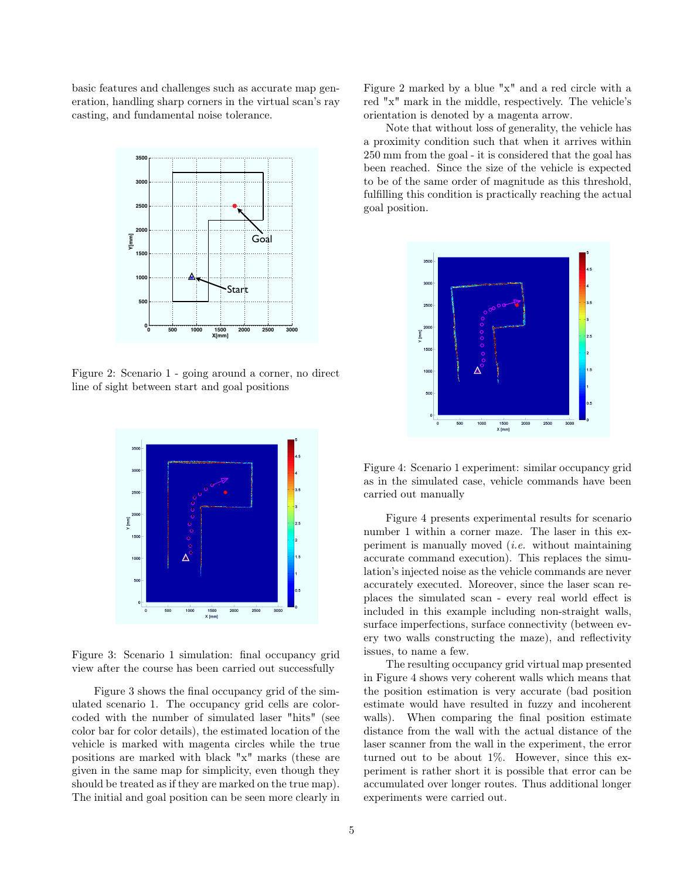basic features and challenges such as accurate map generation, handling sharp corners in the virtual scan's ray casting, and fundamental noise tolerance.

Figure 2: Scenario 1 - going around a corner, no direct line of sight between start and goal positions

Figure 3: Scenario 1 simulation: final occupancy grid view after the course has been carried out successfully

Figure 3 shows the final occupancy grid of the simulated scenario 1. The occupancy grid cells are color-coded with the number of simulated laser "hits" (see color bar for color details), the estimated location of the vehicle is marked with magenta circles while the true positions are marked with black "x" marks (these are given in the same map for simplicity, even though they should be treated as if they are marked on the true map). The initial and goal position can be seen more clearly in Figure 2 marked by a blue "x" and a red circle with a red "x" mark in the middle, respectively. The vehicle's orientation is denoted by a magenta arrow.

Note that without loss of generality, the vehicle has a proximity condition such that when it arrives within 250 mm from the goal - it is considered that the goal has been reached. Since the size of the vehicle is expected to be of the same order of magnitude as this threshold, fulfilling this condition is practically reaching the actual goal position.

Figure 4: Scenario 1 experiment: similar occupancy grid as in the simulated case, vehicle commands have been carried out manually

Figure 4 presents experimental results for scenario number 1 within a corner maze. The laser in this experiment is manually moved (*i.e.* without maintaining accurate command execution). This replaces the simulation's injected noise as the vehicle commands are never accurately executed. Moreover, since the laser scan replaces the simulated scan - every real world effect is included in this example including non-straight walls, surface imperfections, surface connectivity (between every two walls constructing the maze), and reflectivity issues, to name a few.

The resulting occupancy grid virtual map presented in Figure 4 shows very coherent walls which means that the position estimation is very accurate (bad position estimate would have resulted in fuzzy and incoherent walls). When comparing the final position estimate distance from the wall with the actual distance of the laser scanner from the wall in the experiment, the error turned out to be about 1%. However, since this experiment is rather short it is possible that error can be accumulated over longer routes. Thus additional longer experiments were carried out.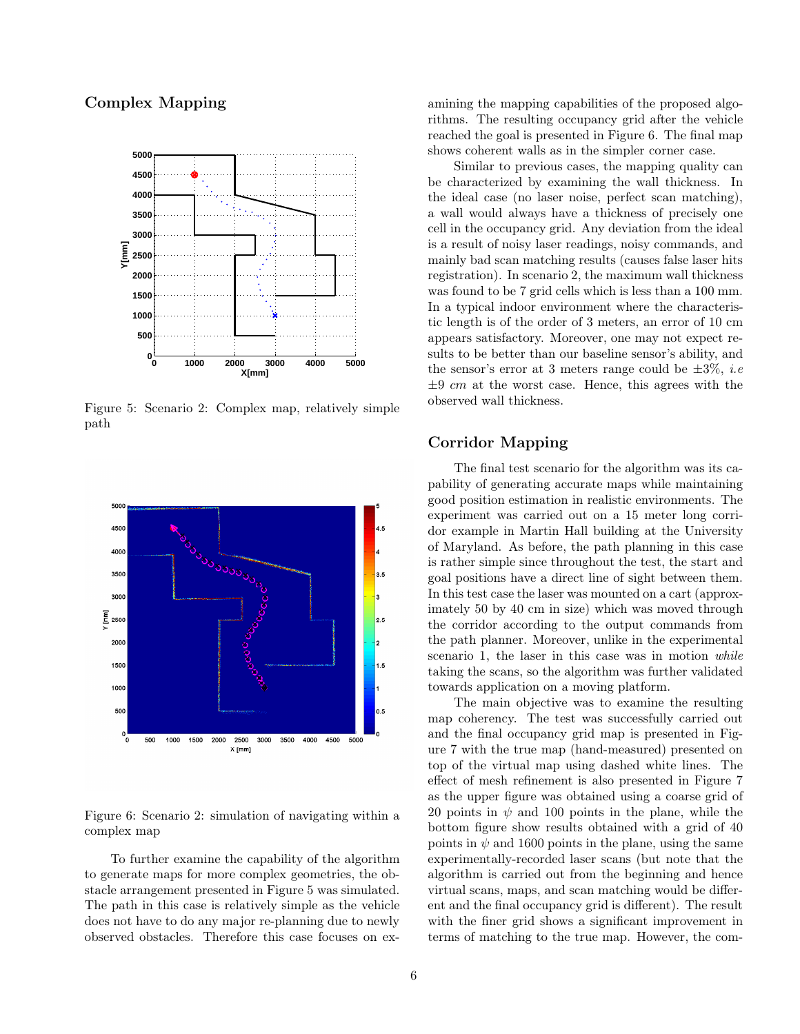## Complex Mapping

Figure 5: Scenario 2: Complex map, relatively simple path

Figure 6: Scenario 2: simulation of navigating within a complex map

To further examine the capability of the algorithm to generate maps for more complex geometries, the obstacle arrangement presented in Figure 5 was simulated. The path in this case is relatively simple as the vehicle does not have to do any major re-planning due to newly observed obstacles. Therefore this case focuses on examining the mapping capabilities of the proposed algorithms. The resulting occupancy grid after the vehicle reached the goal is presented in Figure 6. The final map shows coherent walls as in the simpler corner case.

Similar to previous cases, the mapping quality can be characterized by examining the wall thickness. In the ideal case (no laser noise, perfect scan matching), a wall would always have a thickness of precisely one cell in the occupancy grid. Any deviation from the ideal is a result of noisy laser readings, noisy commands, and mainly bad scan matching results (causes false laser hits registration). In scenario 2, the maximum wall thickness was found to be 7 grid cells which is less than a 100 mm. In a typical indoor environment where the characteristic length is of the order of 3 meters, an error of 10 cm appears satisfactory. Moreover, one may not expect results to be better than our baseline sensor's ability, and the sensor's error at 3 meters range could be $\pm 3\%$, *i.e* $\pm 9$ *cm* at the worst case. Hence, this agrees with the observed wall thickness.

## Corridor Mapping

The final test scenario for the algorithm was its capability of generating accurate maps while maintaining good position estimation in realistic environments. The experiment was carried out on a 15 meter long corridor example in Martin Hall building at the University of Maryland. As before, the path planning in this case is rather simple since throughout the test, the start and goal positions have a direct line of sight between them. In this test case the laser was mounted on a cart (approximately 50 by 40 cm in size) which was moved through the corridor according to the output commands from the path planner. Moreover, unlike in the experimental scenario 1, the laser in this case was in motion *while* taking the scans, so the algorithm was further validated towards application on a moving platform.

The main objective was to examine the resulting map coherency. The test was successfully carried out and the final occupancy grid map is presented in Figure 7 with the true map (hand-measured) presented on top of the virtual map using dashed white lines. The effect of mesh refinement is also presented in Figure 7 as the upper figure was obtained using a coarse grid of 20 points in $\psi$ and 100 points in the plane, while the bottom figure show results obtained with a grid of 40 points in $\psi$ and 1600 points in the plane, using the same experimentally-recorded laser scans (but note that the algorithm is carried out from the beginning and hence virtual scans, maps, and scan matching would be different and the final occupancy grid is different). The result with the finer grid shows a significant improvement in terms of matching to the true map. However, the com-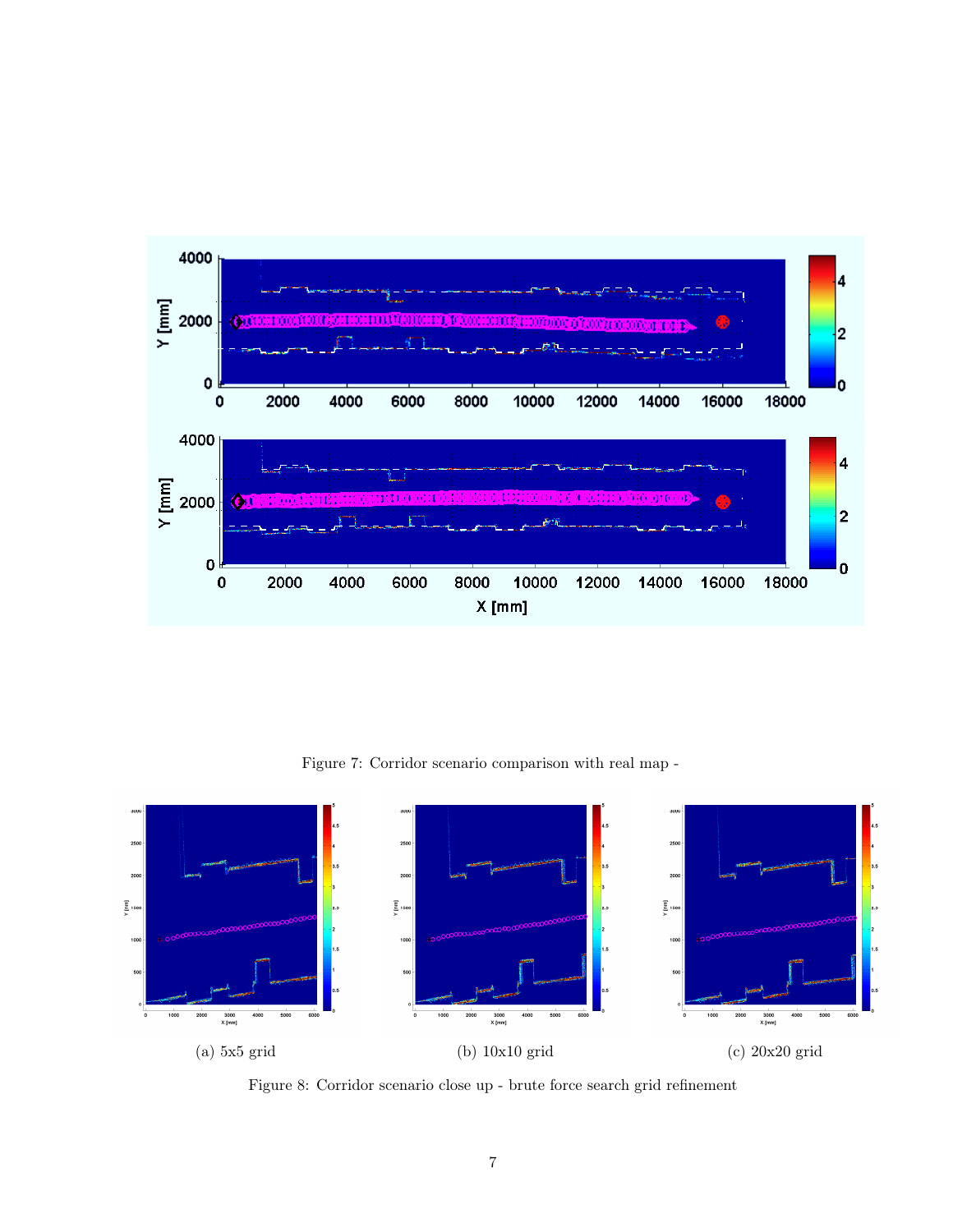Figure 7: Corridor scenario comparison with real map -

(a) 5x5 grid

(b) 10x10 grid

(c) 20x20 grid

Figure 8: Corridor scenario close up - brute force search grid refinement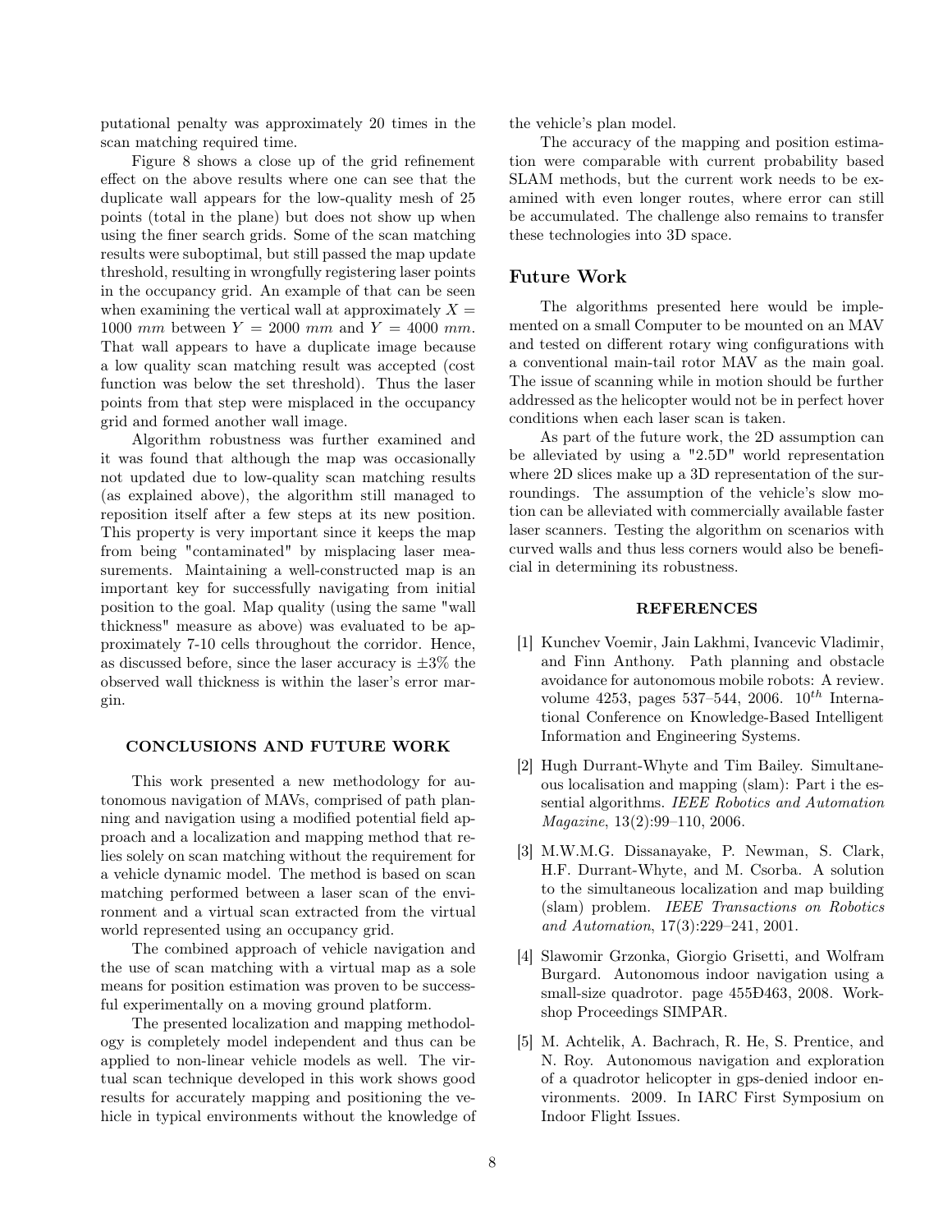putational penalty was approximately 20 times in the scan matching required time.

Figure 8 shows a close up of the grid refinement effect on the above results where one can see that the duplicate wall appears for the low-quality mesh of 25 points (total in the plane) but does not show up when using the finer search grids. Some of the scan matching results were suboptimal, but still passed the map update threshold, resulting in wrongfully registering laser points in the occupancy grid. An example of that can be seen when examining the vertical wall at approximately $X = 1000\ mm$ between $Y = 2000\ mm$ and $Y = 4000\ mm$. That wall appears to have a duplicate image because a low quality scan matching result was accepted (cost function was below the set threshold). Thus the laser points from that step were misplaced in the occupancy grid and formed another wall image.

Algorithm robustness was further examined and it was found that although the map was occasionally not updated due to low-quality scan matching results (as explained above), the algorithm still managed to reposition itself after a few steps at its new position. This property is very important since it keeps the map from being "contaminated" by misplacing laser measurements. Maintaining a well-constructed map is an important key for successfully navigating from initial position to the goal. Map quality (using the same "wall thickness" measure as above) was evaluated to be approximately 7-10 cells throughout the corridor. Hence, as discussed before, since the laser accuracy is $\pm 3\%$ the observed wall thickness is within the laser's error margin.

## CONCLUSIONS AND FUTURE WORK

This work presented a new methodology for autonomous navigation of MAVs, comprised of path planning and navigation using a modified potential field approach and a localization and mapping method that relies solely on scan matching without the requirement for a vehicle dynamic model. The method is based on scan matching performed between a laser scan of the environment and a virtual scan extracted from the virtual world represented using an occupancy grid.

The combined approach of vehicle navigation and the use of scan matching with a virtual map as a sole means for position estimation was proven to be successful experimentally on a moving ground platform.

The presented localization and mapping methodology is completely model independent and thus can be applied to non-linear vehicle models as well. The virtual scan technique developed in this work shows good results for accurately mapping and positioning the vehicle in typical environments without the knowledge of the vehicle's plan model.

The accuracy of the mapping and position estimation were comparable with current probability based SLAM methods, but the current work needs to be examined with even longer routes, where error can still be accumulated. The challenge also remains to transfer these technologies into 3D space.

### Future Work

The algorithms presented here would be implemented on a small Computer to be mounted on an MAV and tested on different rotary wing configurations with a conventional main-tail rotor MAV as the main goal. The issue of scanning while in motion should be further addressed as the helicopter would not be in perfect hover conditions when each laser scan is taken.

As part of the future work, the 2D assumption can be alleviated by using a "2.5D" world representation where 2D slices make up a 3D representation of the surroundings. The assumption of the vehicle's slow motion can be alleviated with commercially available faster laser scanners. Testing the algorithm on scenarios with curved walls and thus less corners would also be beneficial in determining its robustness.

## REFERENCES

[1] Kunchev Voemir, Jain Lakhmi, Ivancevic Vladimir, and Finn Anthony. Path planning and obstacle avoidance for autonomous mobile robots: A review. volume 4253, pages 537–544, 2006. $10^{th}$ International Conference on Knowledge-Based Intelligent Information and Engineering Systems.

[2] Hugh Durrant-Whyte and Tim Bailey. Simultaneous localisation and mapping (slam): Part i the essential algorithms. *IEEE Robotics and Automation Magazine*, 13(2):99–110, 2006.

[3] M.W.M.G. Dissanayake, P. Newman, S. Clark, H.F. Durrant-Whyte, and M. Csorba. A solution to the simultaneous localization and map building (slam) problem. *IEEE Transactions on Robotics and Automation*, 17(3):229–241, 2001.

[4] Slawomir Grzonka, Giorgio Grisetti, and Wolfram Burgard. Autonomous indoor navigation using a small-size quadrotor. page 455Ð463, 2008. Workshop Proceedings SIMPAR.

[5] M. Achtelik, A. Bachrach, R. He, S. Prentice, and N. Roy. Autonomous navigation and exploration of a quadrotor helicopter in gps-denied indoor environments. 2009. In IARC First Symposium on Indoor Flight Issues.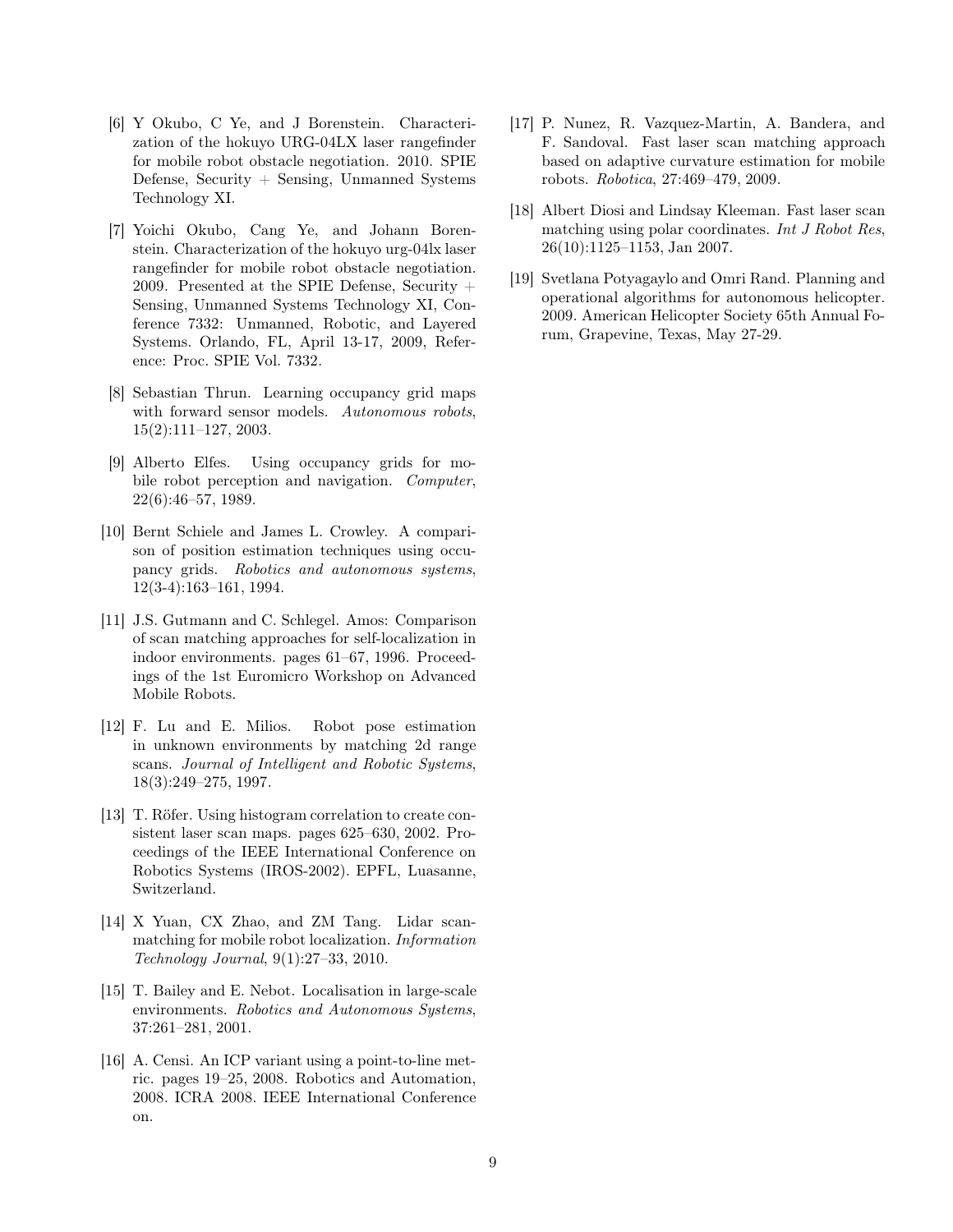[6] Y Okubo, C Ye, and J Borenstein. Characterization of the hokuyo URG-04LX laser rangefinder for mobile robot obstacle negotiation. 2010. SPIE Defense, Security + Sensing, Unmanned Systems Technology XI.

[7] Yoichi Okubo, Cang Ye, and Johann Borenstein. Characterization of the hokuyo urg-04lx laser rangefinder for mobile robot obstacle negotiation. 2009. Presented at the SPIE Defense, Security + Sensing, Unmanned Systems Technology XI, Conference 7332: Unmanned, Robotic, and Layered Systems. Orlando, FL, April 13-17, 2009, Reference: Proc. SPIE Vol. 7332.

[8] Sebastian Thrun. Learning occupancy grid maps with forward sensor models. *Autonomous robots*, 15(2):111–127, 2003.

[9] Alberto Elfes. Using occupancy grids for mobile robot perception and navigation. *Computer*, 22(6):46–57, 1989.

[10] Bernt Schiele and James L. Crowley. A comparison of position estimation techniques using occupancy grids. *Robotics and autonomous systems*, 12(3-4):163–161, 1994.

[11] J.S. Gutmann and C. Schlegel. Amos: Comparison of scan matching approaches for self-localization in indoor environments. pages 61–67, 1996. Proceedings of the 1st Euromicro Workshop on Advanced Mobile Robots.

[12] F. Lu and E. Milios. Robot pose estimation in unknown environments by matching 2d range scans. *Journal of Intelligent and Robotic Systems*, 18(3):249–275, 1997.

[13] T. Röfer. Using histogram correlation to create consistent laser scan maps. pages 625–630, 2002. Proceedings of the IEEE International Conference on Robotics Systems (IROS-2002). EPFL, Luasanne, Switzerland.

[14] X Yuan, CX Zhao, and ZM Tang. Lidar scan-matching for mobile robot localization. *Information Technology Journal*, 9(1):27–33, 2010.

[15] T. Bailey and E. Nebot. Localisation in large-scale environments. *Robotics and Autonomous Systems*, 37:261–281, 2001.

[16] A. Censi. An ICP variant using a point-to-line metric. pages 19–25, 2008. Robotics and Automation, 2008. ICRA 2008. IEEE International Conference on.

[17] P. Nunez, R. Vazquez-Martin, A. Bandera, and F. Sandoval. Fast laser scan matching approach based on adaptive curvature estimation for mobile robots. *Robotica*, 27:469–479, 2009.

[18] Albert Diosi and Lindsay Kleeman. Fast laser scan matching using polar coordinates. *Int J Robot Res*, 26(10):1125–1153, Jan 2007.

[19] Svetlana Potyagaylo and Omri Rand. Planning and operational algorithms for autonomous helicopter. 2009. American Helicopter Society 65th Annual Forum, Grapevine, Texas, May 27-29.